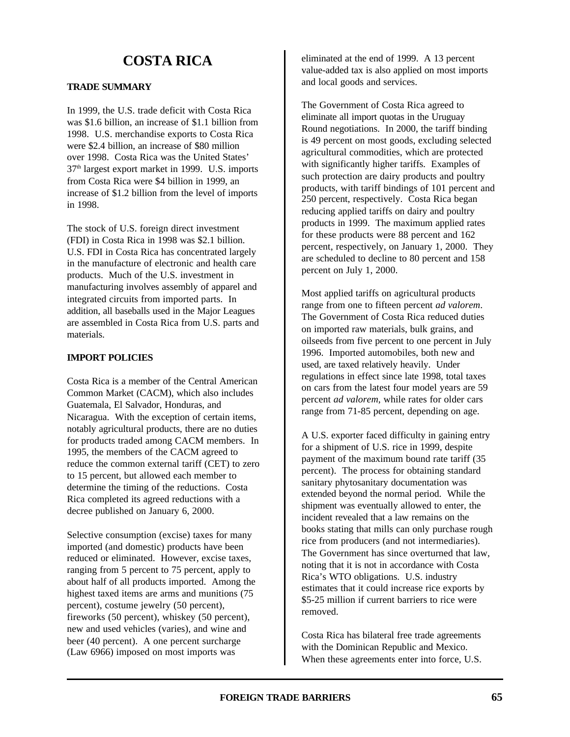# COSTA RICA

## TRADE SUMMARY

In 1999, the U.S. trade deficit with Costa Rica was $1.6 billion, an increase of $1.1 billion from 1998. U.S. merchandise exports to Costa Rica were $2.4 billion, an increase of $80 million over 1998. Costa Rica was the United States' 37th largest export market in 1999. U.S. imports from Costa Rica were $4 billion in 1999, an increase of $1.2 billion from the level of imports in 1998.

The stock of U.S. foreign direct investment (FDI) in Costa Rica in 1998 was $2.1 billion. U.S. FDI in Costa Rica has concentrated largely in the manufacture of electronic and health care products. Much of the U.S. investment in manufacturing involves assembly of apparel and integrated circuits from imported parts. In addition, all baseballs used in the Major Leagues are assembled in Costa Rica from U.S. parts and materials.

## IMPORT POLICIES

Costa Rica is a member of the Central American Common Market (CACM), which also includes Guatemala, El Salvador, Honduras, and Nicaragua. With the exception of certain items, notably agricultural products, there are no duties for products traded among CACM members. In 1995, the members of the CACM agreed to reduce the common external tariff (CET) to zero to 15 percent, but allowed each member to determine the timing of the reductions. Costa Rica completed its agreed reductions with a decree published on January 6, 2000.

Selective consumption (excise) taxes for many imported (and domestic) products have been reduced or eliminated. However, excise taxes, ranging from 5 percent to 75 percent, apply to about half of all products imported. Among the highest taxed items are arms and munitions (75 percent), costume jewelry (50 percent), fireworks (50 percent), whiskey (50 percent), new and used vehicles (varies), and wine and beer (40 percent). A one percent surcharge (Law 6966) imposed on most imports was eliminated at the end of 1999. A 13 percent value-added tax is also applied on most imports and local goods and services.

The Government of Costa Rica agreed to eliminate all import quotas in the Uruguay Round negotiations. In 2000, the tariff binding is 49 percent on most goods, excluding selected agricultural commodities, which are protected with significantly higher tariffs. Examples of such protection are dairy products and poultry products, with tariff bindings of 101 percent and 250 percent, respectively. Costa Rica began reducing applied tariffs on dairy and poultry products in 1999. The maximum applied rates for these products were 88 percent and 162 percent, respectively, on January 1, 2000. They are scheduled to decline to 80 percent and 158 percent on July 1, 2000.

Most applied tariffs on agricultural products range from one to fifteen percent *ad valorem*. The Government of Costa Rica reduced duties on imported raw materials, bulk grains, and oilseeds from five percent to one percent in July 1996. Imported automobiles, both new and used, are taxed relatively heavily. Under regulations in effect since late 1998, total taxes on cars from the latest four model years are 59 percent *ad valorem*, while rates for older cars range from 71-85 percent, depending on age.

A U.S. exporter faced difficulty in gaining entry for a shipment of U.S. rice in 1999, despite payment of the maximum bound rate tariff (35 percent). The process for obtaining standard sanitary phytosanitary documentation was extended beyond the normal period. While the shipment was eventually allowed to enter, the incident revealed that a law remains on the books stating that mills can only purchase rough rice from producers (and not intermediaries). The Government has since overturned that law, noting that it is not in accordance with Costa Rica's WTO obligations. U.S. industry estimates that it could increase rice exports by $5-25 million if current barriers to rice were removed.

Costa Rica has bilateral free trade agreements with the Dominican Republic and Mexico. When these agreements enter into force, U.S.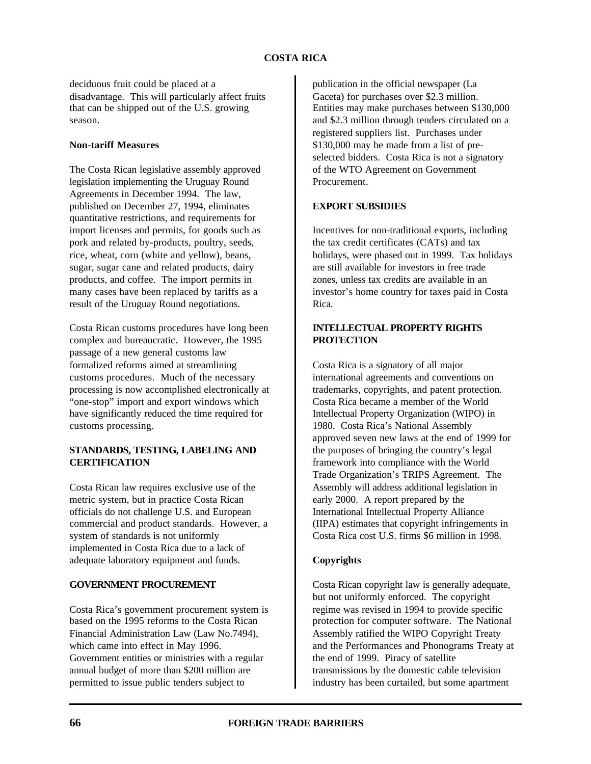deciduous fruit could be placed at a disadvantage. This will particularly affect fruits that can be shipped out of the U.S. growing season.

### Non-tariff Measures

The Costa Rican legislative assembly approved legislation implementing the Uruguay Round Agreements in December 1994. The law, published on December 27, 1994, eliminates quantitative restrictions, and requirements for import licenses and permits, for goods such as pork and related by-products, poultry, seeds, rice, wheat, corn (white and yellow), beans, sugar, sugar cane and related products, dairy products, and coffee. The import permits in many cases have been replaced by tariffs as a result of the Uruguay Round negotiations.

Costa Rican customs procedures have long been complex and bureaucratic. However, the 1995 passage of a new general customs law formalized reforms aimed at streamlining customs procedures. Much of the necessary processing is now accomplished electronically at "one-stop" import and export windows which have significantly reduced the time required for customs processing.

## STANDARDS, TESTING, LABELING AND CERTIFICATION

Costa Rican law requires exclusive use of the metric system, but in practice Costa Rican officials do not challenge U.S. and European commercial and product standards. However, a system of standards is not uniformly implemented in Costa Rica due to a lack of adequate laboratory equipment and funds.

## GOVERNMENT PROCUREMENT

Costa Rica's government procurement system is based on the 1995 reforms to the Costa Rican Financial Administration Law (Law No.7494), which came into effect in May 1996. Government entities or ministries with a regular annual budget of more than $200 million are permitted to issue public tenders subject to publication in the official newspaper (La Gaceta) for purchases over $2.3 million. Entities may make purchases between $130,000 and $2.3 million through tenders circulated on a registered suppliers list. Purchases under $130,000 may be made from a list of pre-selected bidders. Costa Rica is not a signatory of the WTO Agreement on Government Procurement.

## EXPORT SUBSIDIES

Incentives for non-traditional exports, including the tax credit certificates (CATs) and tax holidays, were phased out in 1999. Tax holidays are still available for investors in free trade zones, unless tax credits are available in an investor's home country for taxes paid in Costa Rica.

## INTELLECTUAL PROPERTY RIGHTS PROTECTION

Costa Rica is a signatory of all major international agreements and conventions on trademarks, copyrights, and patent protection. Costa Rica became a member of the World Intellectual Property Organization (WIPO) in 1980. Costa Rica's National Assembly approved seven new laws at the end of 1999 for the purposes of bringing the country's legal framework into compliance with the World Trade Organization's TRIPS Agreement. The Assembly will address additional legislation in early 2000. A report prepared by the International Intellectual Property Alliance (IIPA) estimates that copyright infringements in Costa Rica cost U.S. firms $6 million in 1998.

### Copyrights

Costa Rican copyright law is generally adequate, but not uniformly enforced. The copyright regime was revised in 1994 to provide specific protection for computer software. The National Assembly ratified the WIPO Copyright Treaty and the Performances and Phonograms Treaty at the end of 1999. Piracy of satellite transmissions by the domestic cable television industry has been curtailed, but some apartment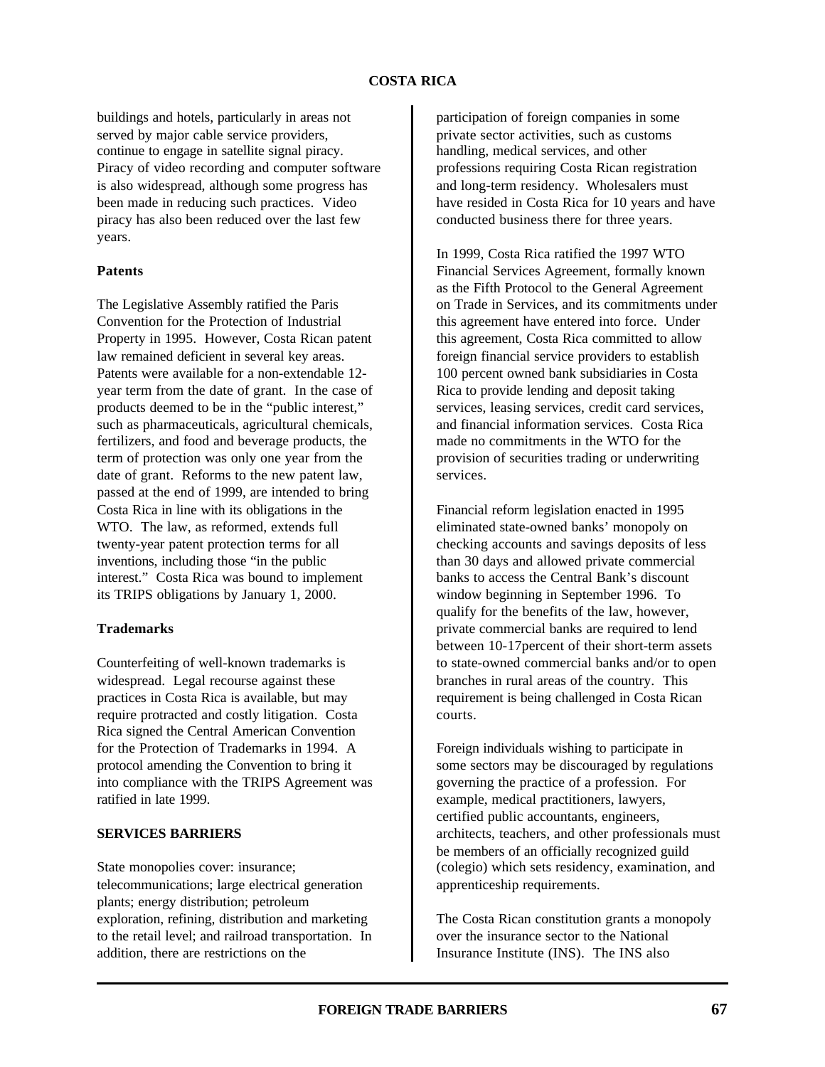buildings and hotels, particularly in areas not served by major cable service providers, continue to engage in satellite signal piracy. Piracy of video recording and computer software is also widespread, although some progress has been made in reducing such practices. Video piracy has also been reduced over the last few years.

**Patents**

The Legislative Assembly ratified the Paris Convention for the Protection of Industrial Property in 1995. However, Costa Rican patent law remained deficient in several key areas. Patents were available for a non-extendable 12-year term from the date of grant. In the case of products deemed to be in the "public interest," such as pharmaceuticals, agricultural chemicals, fertilizers, and food and beverage products, the term of protection was only one year from the date of grant. Reforms to the new patent law, passed at the end of 1999, are intended to bring Costa Rica in line with its obligations in the WTO. The law, as reformed, extends full twenty-year patent protection terms for all inventions, including those "in the public interest." Costa Rica was bound to implement its TRIPS obligations by January 1, 2000.

**Trademarks**

Counterfeiting of well-known trademarks is widespread. Legal recourse against these practices in Costa Rica is available, but may require protracted and costly litigation. Costa Rica signed the Central American Convention for the Protection of Trademarks in 1994. A protocol amending the Convention to bring it into compliance with the TRIPS Agreement was ratified in late 1999.

## SERVICES BARRIERS

State monopolies cover: insurance; telecommunications; large electrical generation plants; energy distribution; petroleum exploration, refining, distribution and marketing to the retail level; and railroad transportation. In addition, there are restrictions on the participation of foreign companies in some private sector activities, such as customs handling, medical services, and other professions requiring Costa Rican registration and long-term residency. Wholesalers must have resided in Costa Rica for 10 years and have conducted business there for three years.

In 1999, Costa Rica ratified the 1997 WTO Financial Services Agreement, formally known as the Fifth Protocol to the General Agreement on Trade in Services, and its commitments under this agreement have entered into force. Under this agreement, Costa Rica committed to allow foreign financial service providers to establish 100 percent owned bank subsidiaries in Costa Rica to provide lending and deposit taking services, leasing services, credit card services, and financial information services. Costa Rica made no commitments in the WTO for the provision of securities trading or underwriting services.

Financial reform legislation enacted in 1995 eliminated state-owned banks' monopoly on checking accounts and savings deposits of less than 30 days and allowed private commercial banks to access the Central Bank's discount window beginning in September 1996. To qualify for the benefits of the law, however, private commercial banks are required to lend between 10-17percent of their short-term assets to state-owned commercial banks and/or to open branches in rural areas of the country. This requirement is being challenged in Costa Rican courts.

Foreign individuals wishing to participate in some sectors may be discouraged by regulations governing the practice of a profession. For example, medical practitioners, lawyers, certified public accountants, engineers, architects, teachers, and other professionals must be members of an officially recognized guild (colegio) which sets residency, examination, and apprenticeship requirements.

The Costa Rican constitution grants a monopoly over the insurance sector to the National Insurance Institute (INS). The INS also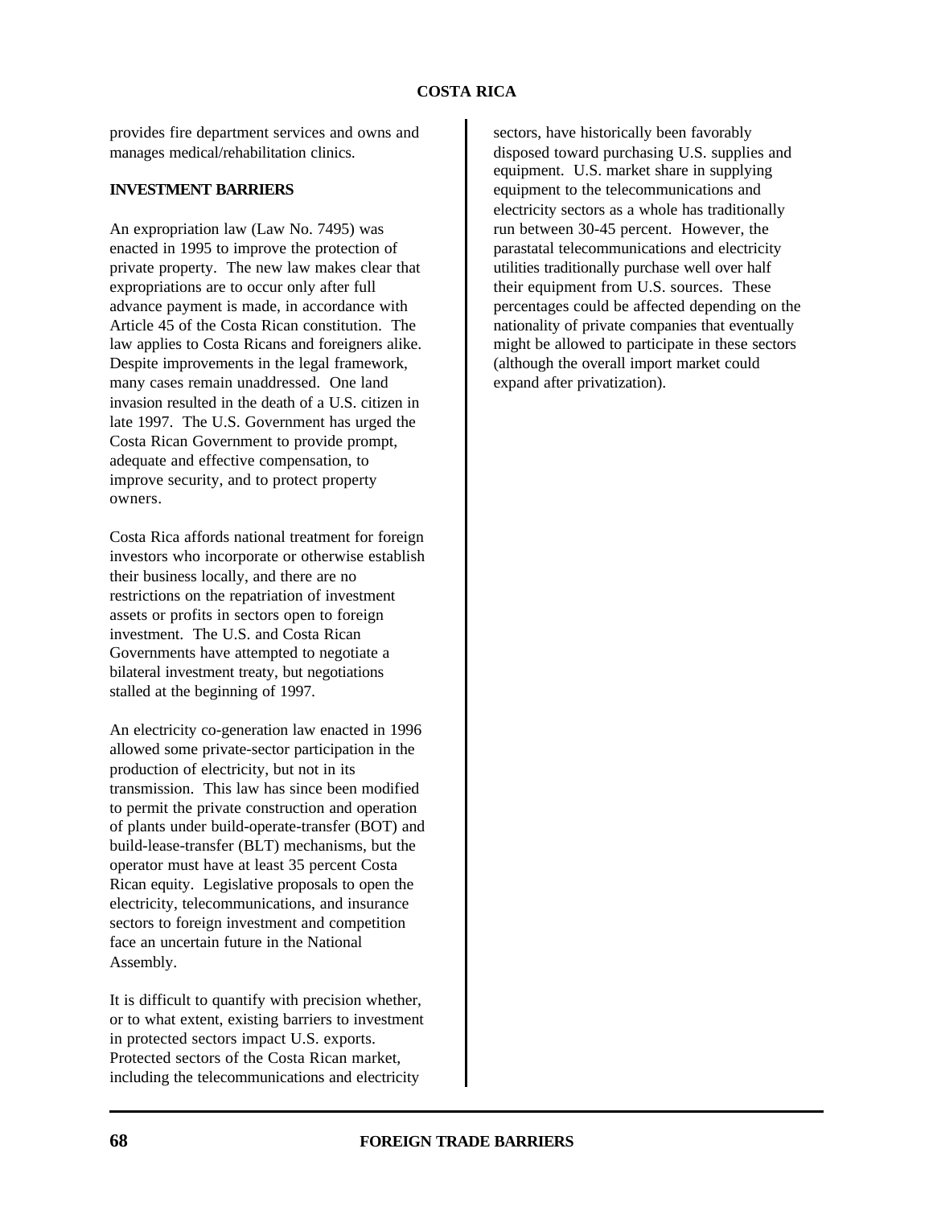provides fire department services and owns and manages medical/rehabilitation clinics.

## INVESTMENT BARRIERS

An expropriation law (Law No. 7495) was enacted in 1995 to improve the protection of private property. The new law makes clear that expropriations are to occur only after full advance payment is made, in accordance with Article 45 of the Costa Rican constitution. The law applies to Costa Ricans and foreigners alike. Despite improvements in the legal framework, many cases remain unaddressed. One land invasion resulted in the death of a U.S. citizen in late 1997. The U.S. Government has urged the Costa Rican Government to provide prompt, adequate and effective compensation, to improve security, and to protect property owners.

Costa Rica affords national treatment for foreign investors who incorporate or otherwise establish their business locally, and there are no restrictions on the repatriation of investment assets or profits in sectors open to foreign investment. The U.S. and Costa Rican Governments have attempted to negotiate a bilateral investment treaty, but negotiations stalled at the beginning of 1997.

An electricity co-generation law enacted in 1996 allowed some private-sector participation in the production of electricity, but not in its transmission. This law has since been modified to permit the private construction and operation of plants under build-operate-transfer (BOT) and build-lease-transfer (BLT) mechanisms, but the operator must have at least 35 percent Costa Rican equity. Legislative proposals to open the electricity, telecommunications, and insurance sectors to foreign investment and competition face an uncertain future in the National Assembly.

It is difficult to quantify with precision whether, or to what extent, existing barriers to investment in protected sectors impact U.S. exports. Protected sectors of the Costa Rican market, including the telecommunications and electricity sectors, have historically been favorably disposed toward purchasing U.S. supplies and equipment. U.S. market share in supplying equipment to the telecommunications and electricity sectors as a whole has traditionally run between 30-45 percent. However, the parastatal telecommunications and electricity utilities traditionally purchase well over half their equipment from U.S. sources. These percentages could be affected depending on the nationality of private companies that eventually might be allowed to participate in these sectors (although the overall import market could expand after privatization).